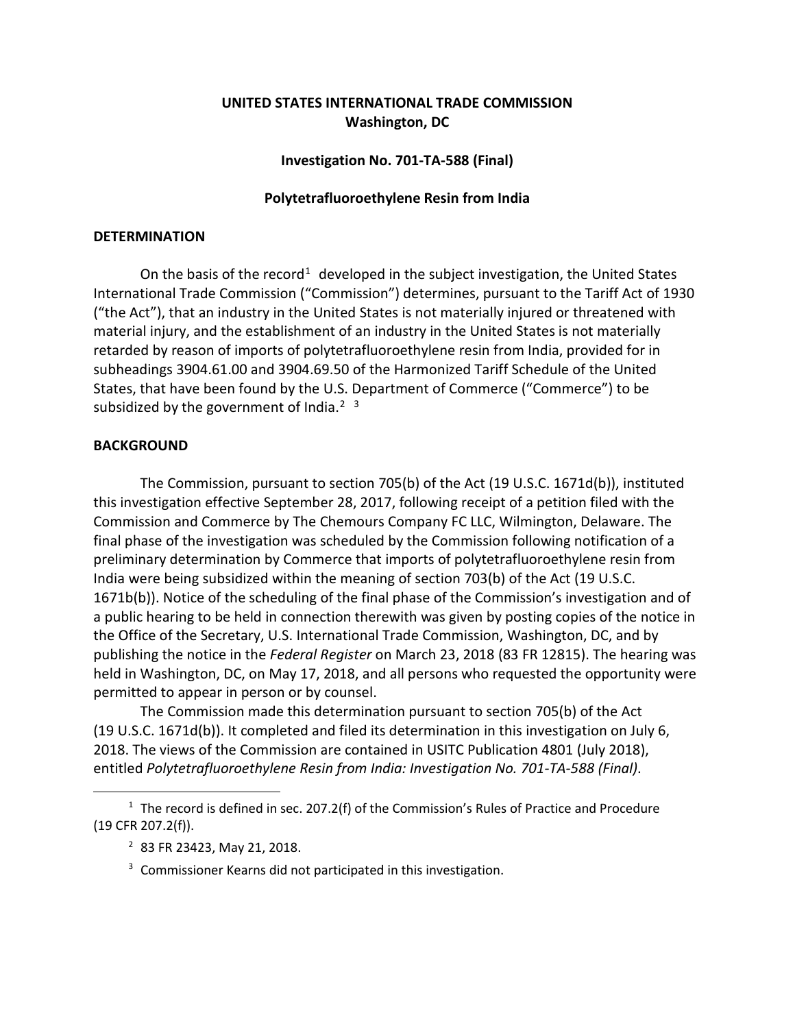**UNITED STATES INTERNATIONAL TRADE COMMISSION**
**Washington, DC**

**Investigation No. 701-TA-588 (Final)**

**Polytetrafluoroethylene Resin from India**

## DETERMINATION

On the basis of the record[1] developed in the subject investigation, the United States International Trade Commission ("Commission") determines, pursuant to the Tariff Act of 1930 ("the Act"), that an industry in the United States is not materially injured or threatened with material injury, and the establishment of an industry in the United States is not materially retarded by reason of imports of polytetrafluoroethylene resin from India, provided for in subheadings 3904.61.00 and 3904.69.50 of the Harmonized Tariff Schedule of the United States, that have been found by the U.S. Department of Commerce ("Commerce") to be subsidized by the government of India.[2] [3]

## BACKGROUND

The Commission, pursuant to section 705(b) of the Act (19 U.S.C. 1671d(b)), instituted this investigation effective September 28, 2017, following receipt of a petition filed with the Commission and Commerce by The Chemours Company FC LLC, Wilmington, Delaware. The final phase of the investigation was scheduled by the Commission following notification of a preliminary determination by Commerce that imports of polytetrafluoroethylene resin from India were being subsidized within the meaning of section 703(b) of the Act (19 U.S.C. 1671b(b)). Notice of the scheduling of the final phase of the Commission's investigation and of a public hearing to be held in connection therewith was given by posting copies of the notice in the Office of the Secretary, U.S. International Trade Commission, Washington, DC, and by publishing the notice in the *Federal Register* on March 23, 2018 (83 FR 12815). The hearing was held in Washington, DC, on May 17, 2018, and all persons who requested the opportunity were permitted to appear in person or by counsel.

The Commission made this determination pursuant to section 705(b) of the Act (19 U.S.C. 1671d(b)). It completed and filed its determination in this investigation on July 6, 2018. The views of the Commission are contained in USITC Publication 4801 (July 2018), entitled *Polytetrafluoroethylene Resin from India: Investigation No. 701-TA-588 (Final)*.

---

[1] The record is defined in sec. 207.2(f) of the Commission's Rules of Practice and Procedure (19 CFR 207.2(f)).

[2] 83 FR 23423, May 21, 2018.

[3] Commissioner Kearns did not participated in this investigation.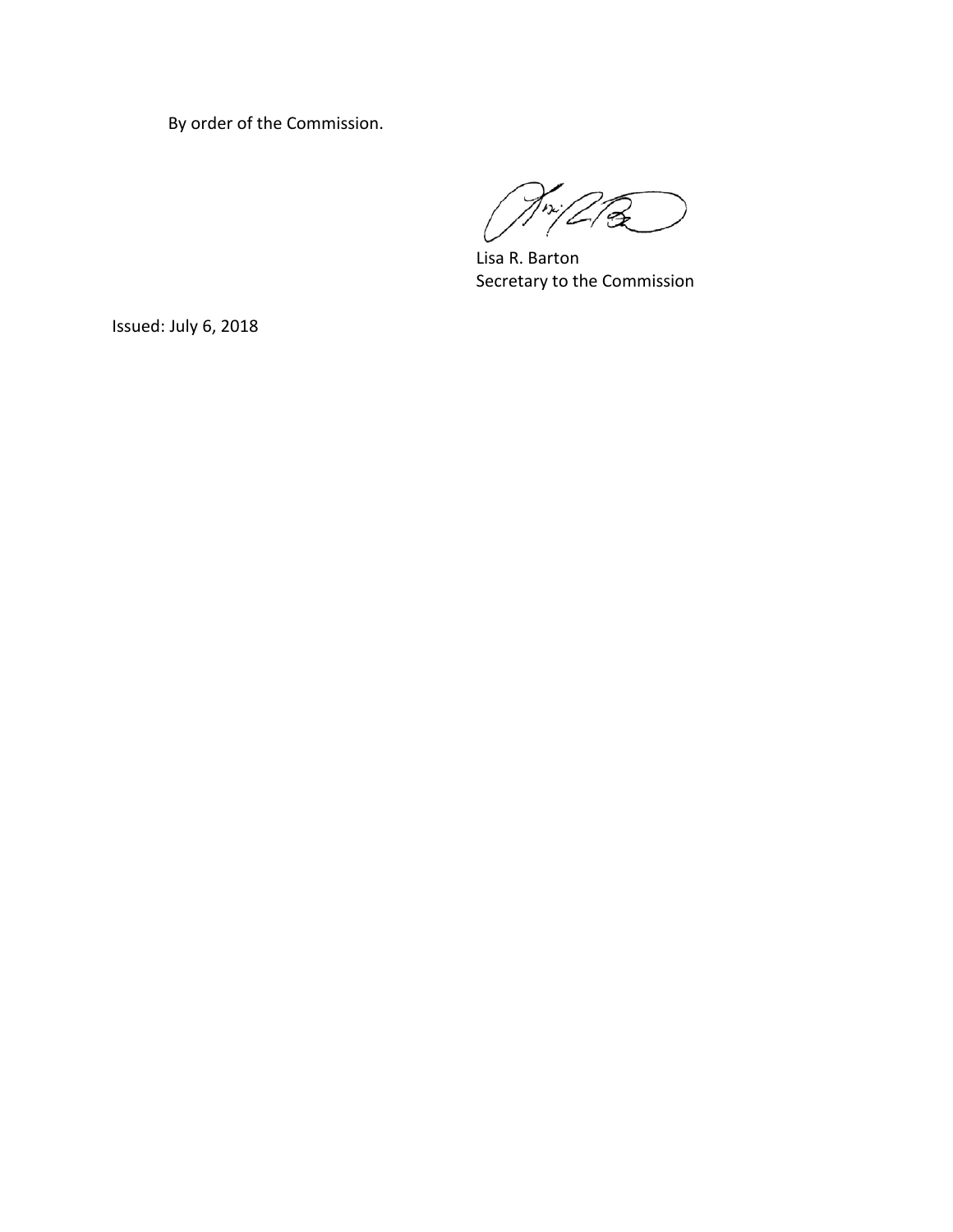By order of the Commission.

Lisa R. Barton
Secretary to the Commission

Issued: July 6, 2018